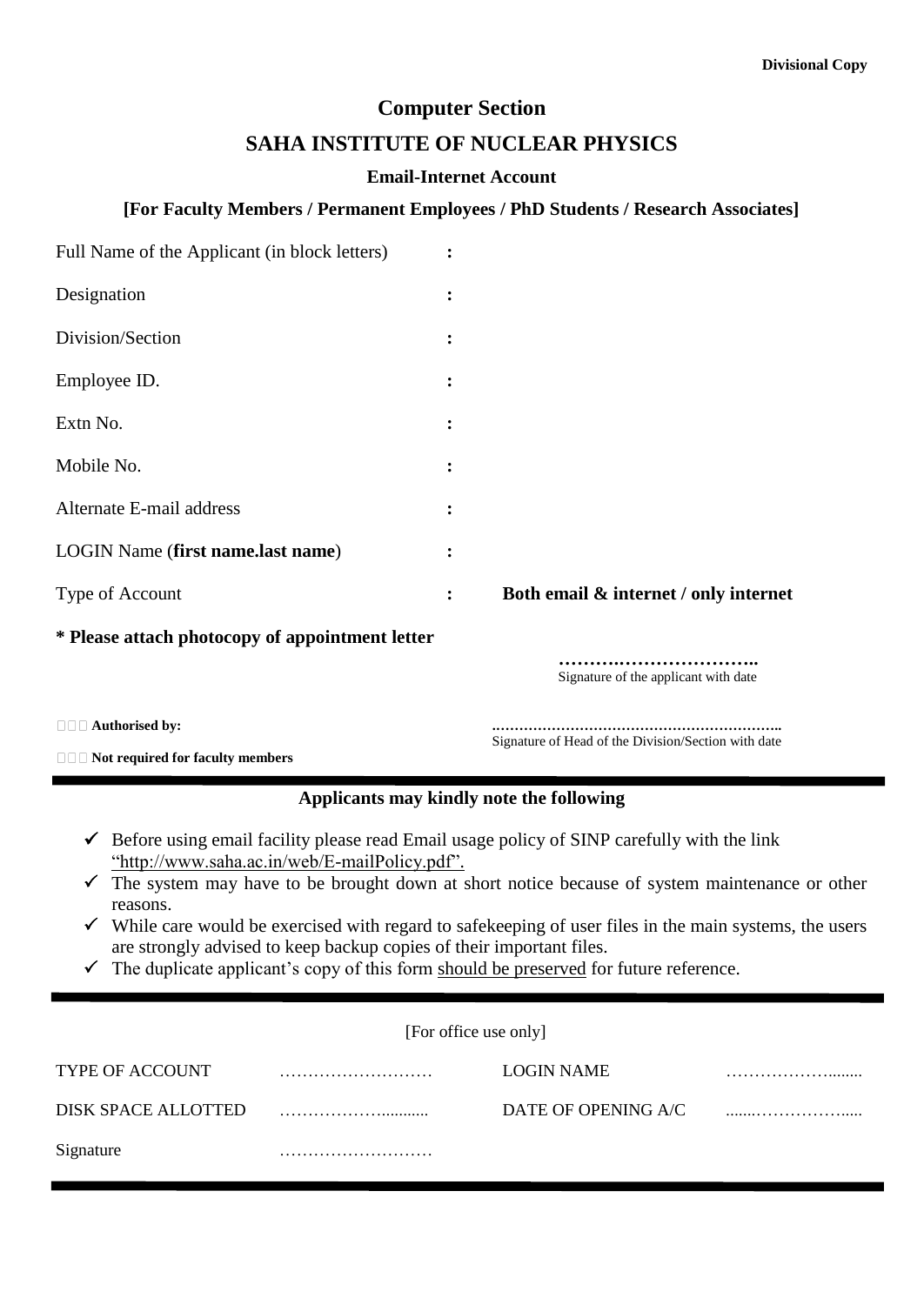**Divisional Copy**

# Computer Section

## SAHA INSTITUTE OF NUCLEAR PHYSICS

### Email-Internet Account

**[For Faculty Members / Permanent Employees / PhD Students / Research Associates]**

| | | |
|---|---|---|
| Full Name of the Applicant (in block letters) | : | |
| Designation | : | |
| Division/Section | : | |
| Employee ID. | : | |
| Extn No. | : | |
| Mobile No. | : | |
| Alternate E-mail address | : | |
| LOGIN Name (**first name.last name**) | : | |
| Type of Account | : | **Both email & internet / only internet** |

**\* Please attach photocopy of appointment letter**

**…………………………..**
Signature of the applicant with date

**Authorised by:**

**……………………………………………………..**
Signature of Head of the Division/Section with date

**Not required for faculty members**

---

**Applicants may kindly note the following**

- ✓ Before using email facility please read Email usage policy of SINP carefully with the link "http://www.saha.ac.in/web/E-mailPolicy.pdf".
- ✓ The system may have to be brought down at short notice because of system maintenance or other reasons.
- ✓ While care would be exercised with regard to safekeeping of user files in the main systems, the users are strongly advised to keep backup copies of their important files.
- ✓ The duplicate applicant's copy of this form should be preserved for future reference.

---

[For office use only]

| | | | |
|---|---|---|---|
| TYPE OF ACCOUNT | ……………………… | LOGIN NAME | ………………........ |
| DISK SPACE ALLOTTED | ………………........... | DATE OF OPENING A/C | .......…………….…..... |
| Signature | ……………………… | | |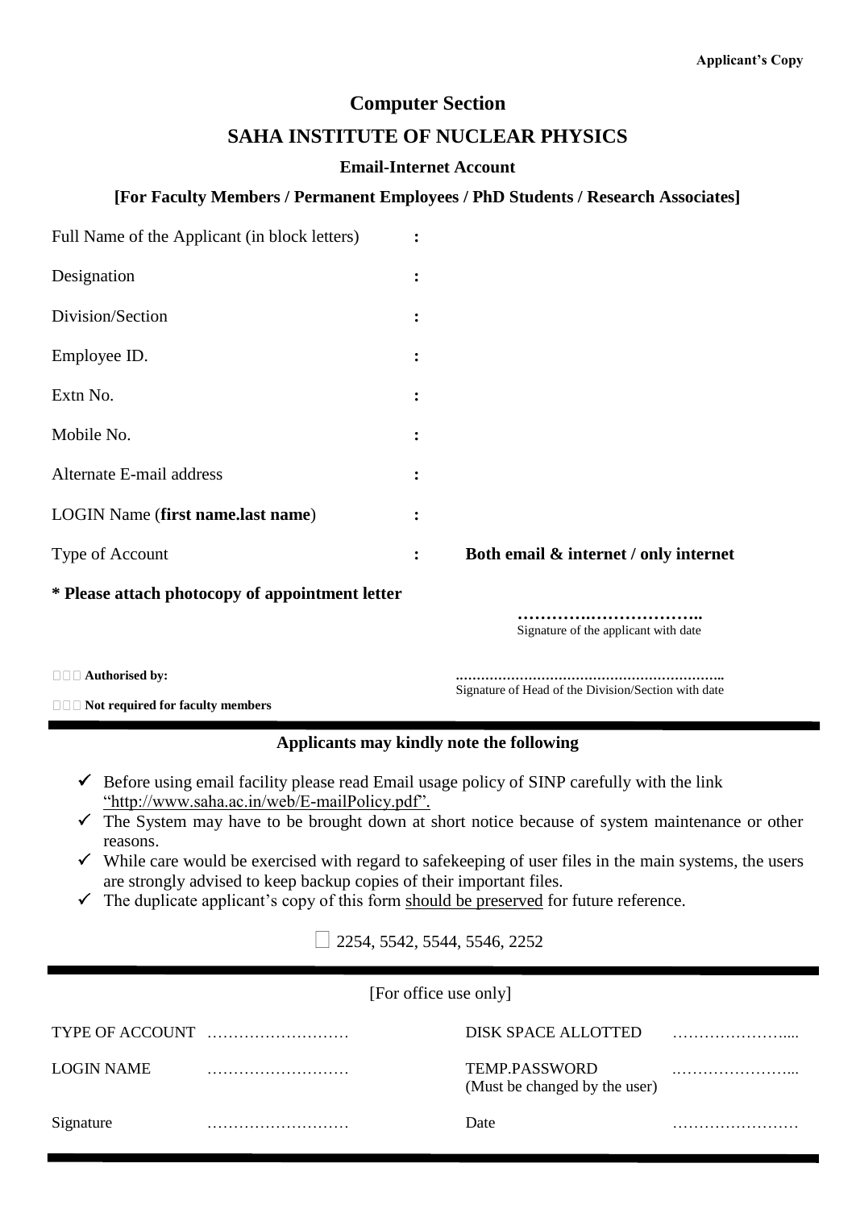**Applicant's Copy**

# Computer Section

## SAHA INSTITUTE OF NUCLEAR PHYSICS

**Email-Internet Account**

**[For Faculty Members / Permanent Employees / PhD Students / Research Associates]**

| | | |
|---|---|---|
| Full Name of the Applicant (in block letters) | : | |
| Designation | : | |
| Division/Section | : | |
| Employee ID. | : | |
| Extn No. | : | |
| Mobile No. | : | |
| Alternate E-mail address | : | |
| LOGIN Name (**first name.last name**) | : | |
| Type of Account | : | **Both email & internet / only internet** |

**\* Please attach photocopy of appointment letter**

**…………….……………..**
Signature of the applicant with date

**Authorised by:**

**Not required for faculty members**

**……………………………………………………..**
Signature of Head of the Division/Section with date

---

**Applicants may kindly note the following**

- ✓ Before using email facility please read Email usage policy of SINP carefully with the link "http://www.saha.ac.in/web/E-mailPolicy.pdf".
- ✓ The System may have to be brought down at short notice because of system maintenance or other reasons.
- ✓ While care would be exercised with regard to safekeeping of user files in the main systems, the users are strongly advised to keep backup copies of their important files.
- ✓ The duplicate applicant's copy of this form should be preserved for future reference.

2254, 5542, 5544, 5546, 2252

---

[For office use only]

| | | | |
|---|---|---|---|
| TYPE OF ACCOUNT | ……………………… | DISK SPACE ALLOTTED | ………………….... |
| LOGIN NAME | ……………………… | TEMP.PASSWORD (Must be changed by the user) | ………………….... |
| Signature | ……………………… | Date | …………………… |